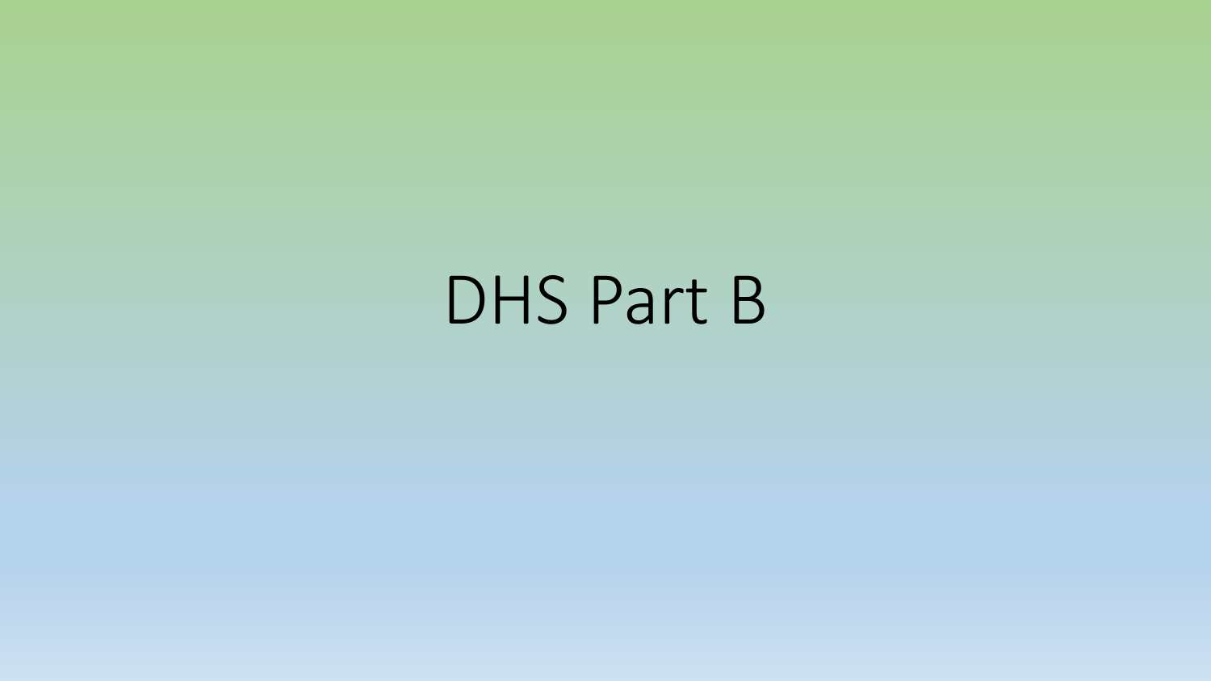# DHS Part B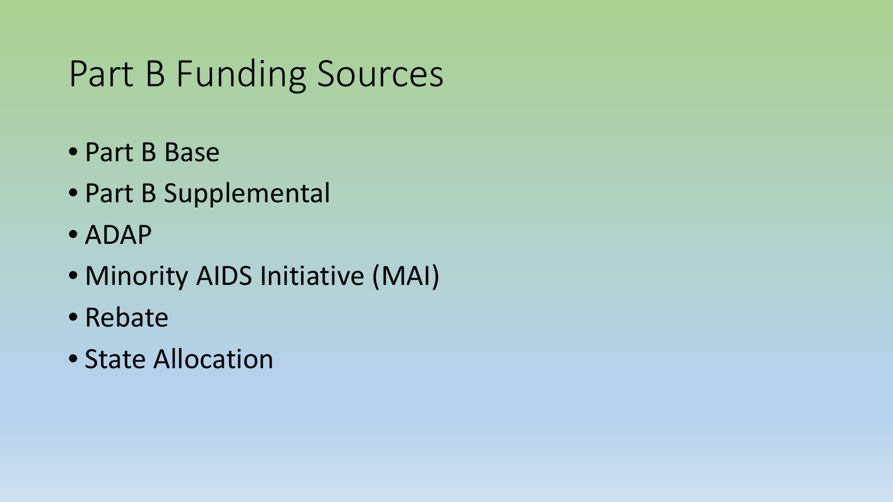# Part B Funding Sources

- Part B Base
- Part B Supplemental
- ADAP
- Minority AIDS Initiative (MAI)
- Rebate
- State Allocation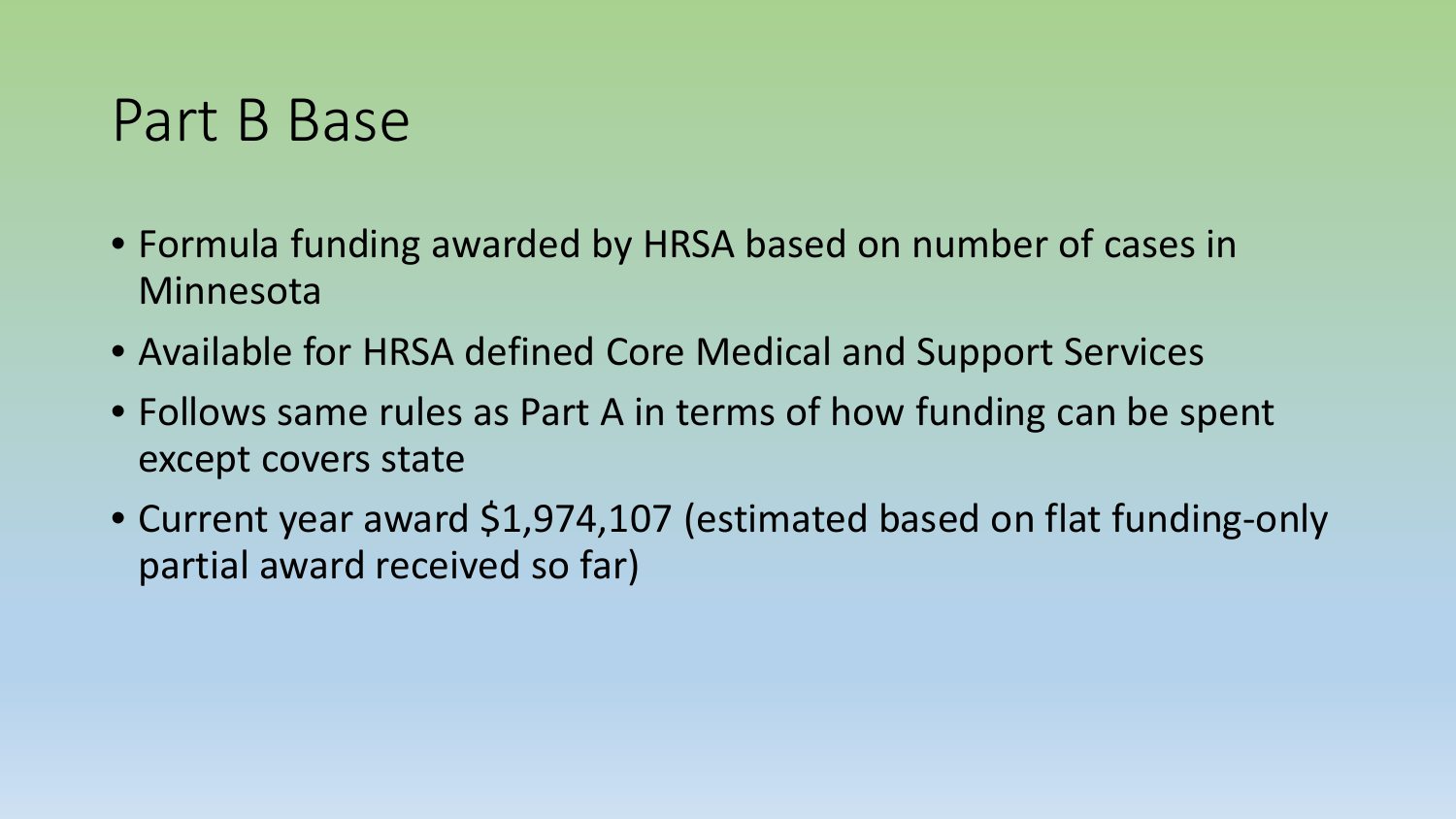# Part B Base

- Formula funding awarded by HRSA based on number of cases in Minnesota
- Available for HRSA defined Core Medical and Support Services
- Follows same rules as Part A in terms of how funding can be spent except covers state
- Current year award $1,974,107 (estimated based on flat funding-only partial award received so far)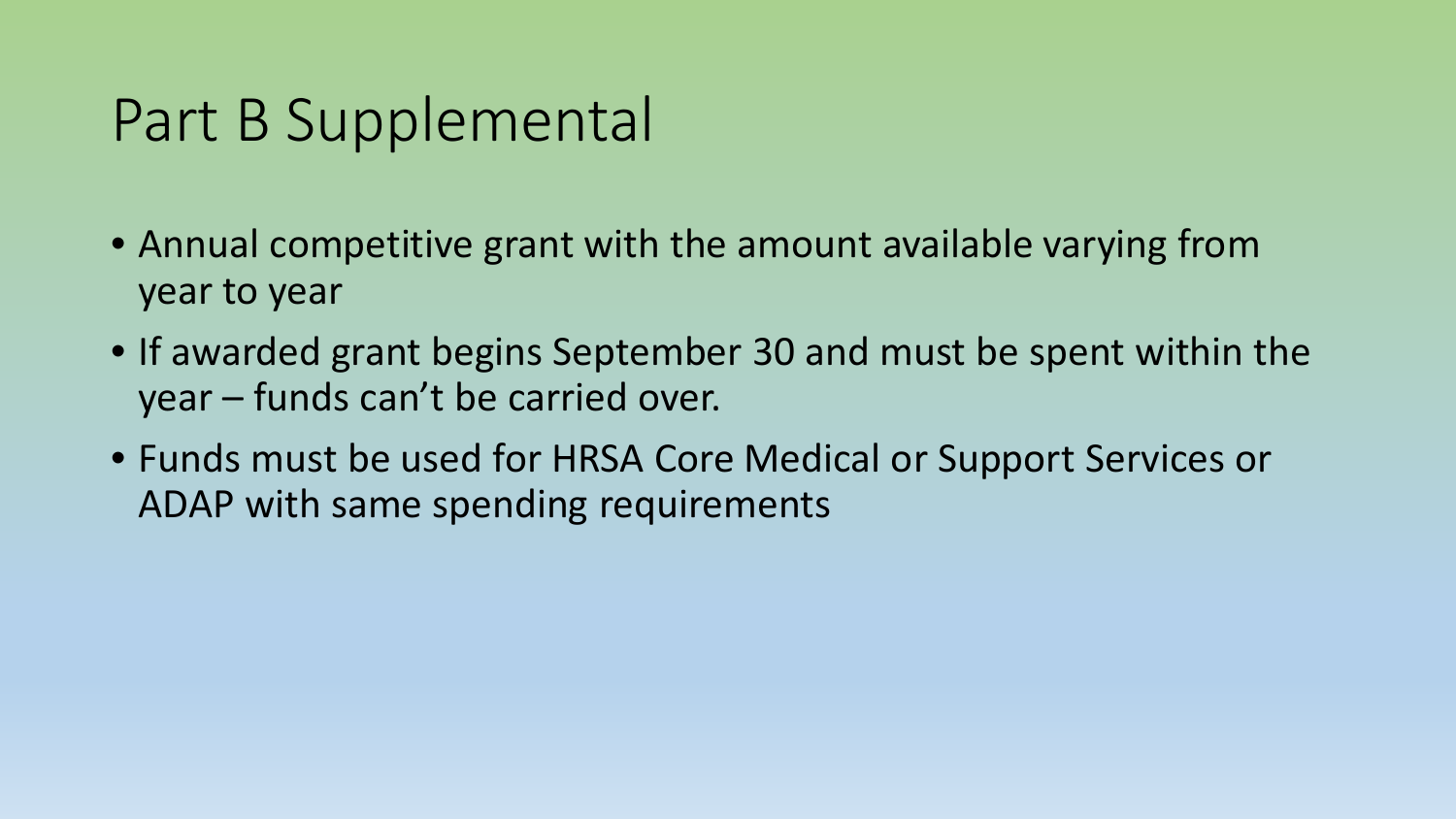# Part B Supplemental

- Annual competitive grant with the amount available varying from year to year
- If awarded grant begins September 30 and must be spent within the year – funds can't be carried over.
- Funds must be used for HRSA Core Medical or Support Services or ADAP with same spending requirements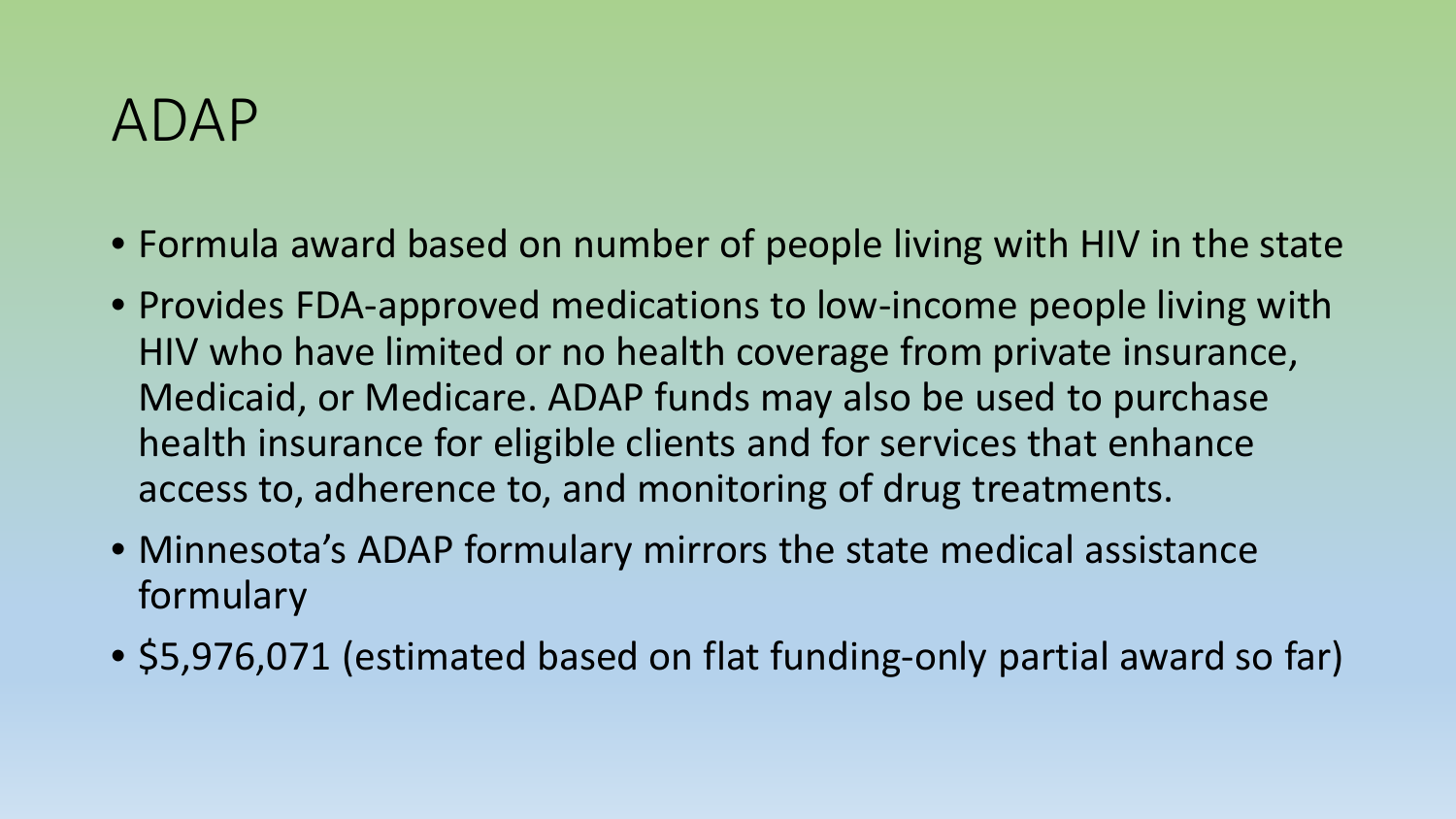# ADAP

- Formula award based on number of people living with HIV in the state
- Provides FDA-approved medications to low-income people living with HIV who have limited or no health coverage from private insurance, Medicaid, or Medicare. ADAP funds may also be used to purchase health insurance for eligible clients and for services that enhance access to, adherence to, and monitoring of drug treatments.
- Minnesota's ADAP formulary mirrors the state medical assistance formulary
- $5,976,071 (estimated based on flat funding-only partial award so far)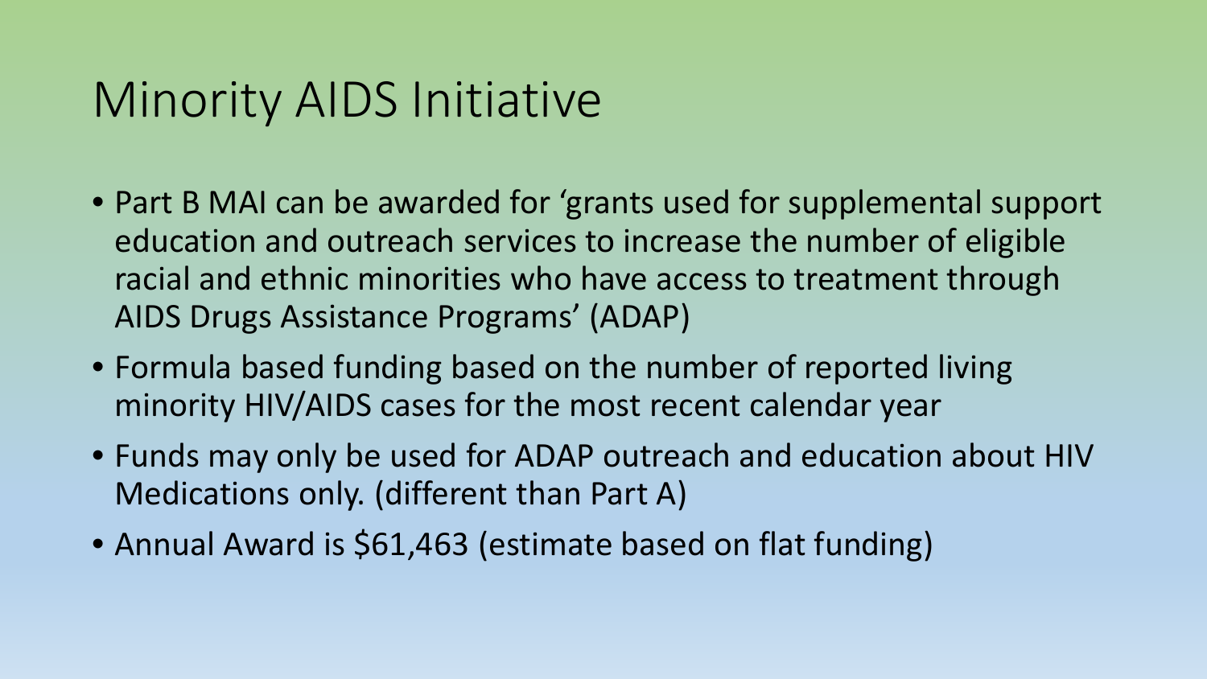# Minority AIDS Initiative

- Part B MAI can be awarded for 'grants used for supplemental support education and outreach services to increase the number of eligible racial and ethnic minorities who have access to treatment through AIDS Drugs Assistance Programs' (ADAP)
- Formula based funding based on the number of reported living minority HIV/AIDS cases for the most recent calendar year
- Funds may only be used for ADAP outreach and education about HIV Medications only. (different than Part A)
- Annual Award is $61,463 (estimate based on flat funding)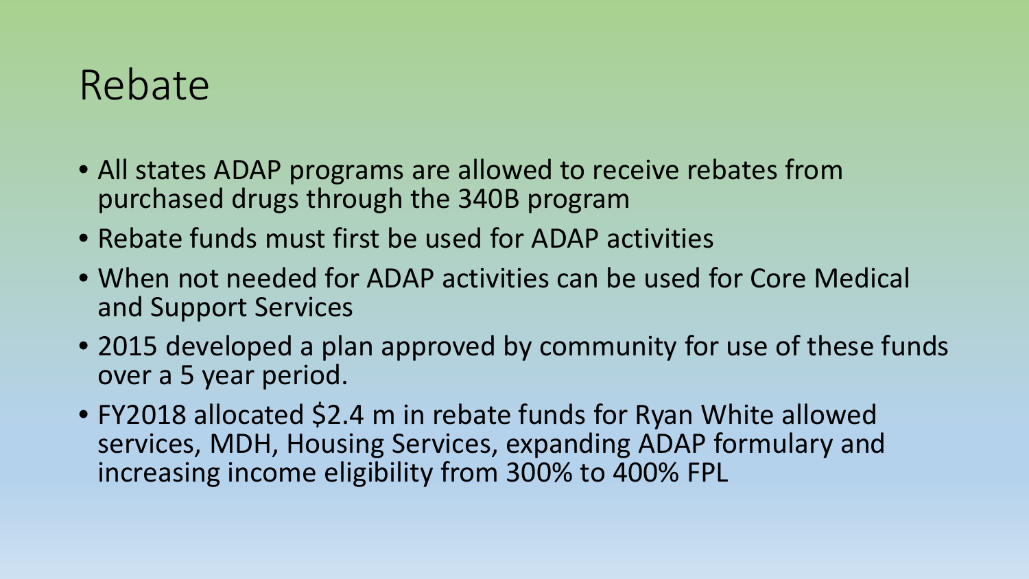# Rebate

- All states ADAP programs are allowed to receive rebates from purchased drugs through the 340B program
- Rebate funds must first be used for ADAP activities
- When not needed for ADAP activities can be used for Core Medical and Support Services
- 2015 developed a plan approved by community for use of these funds over a 5 year period.
- FY2018 allocated $2.4 m in rebate funds for Ryan White allowed services, MDH, Housing Services, expanding ADAP formulary and increasing income eligibility from 300% to 400% FPL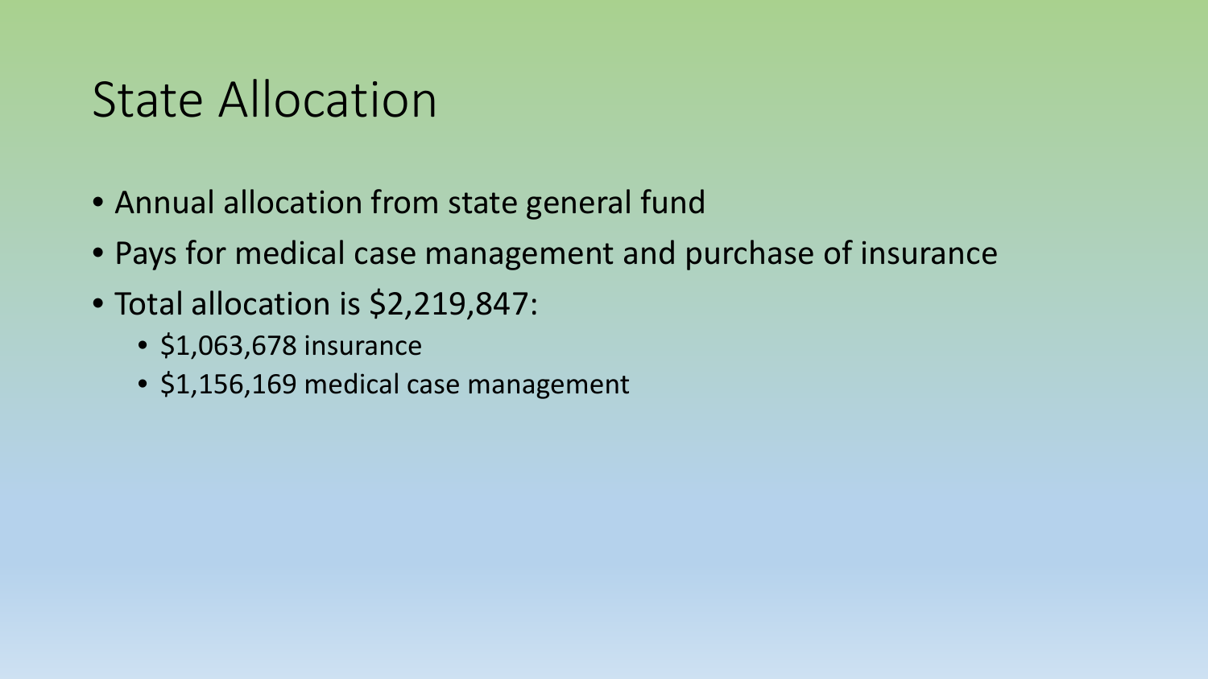# State Allocation

- Annual allocation from state general fund
- Pays for medical case management and purchase of insurance
- Total allocation is $2,219,847:
  - $1,063,678 insurance
  - $1,156,169 medical case management